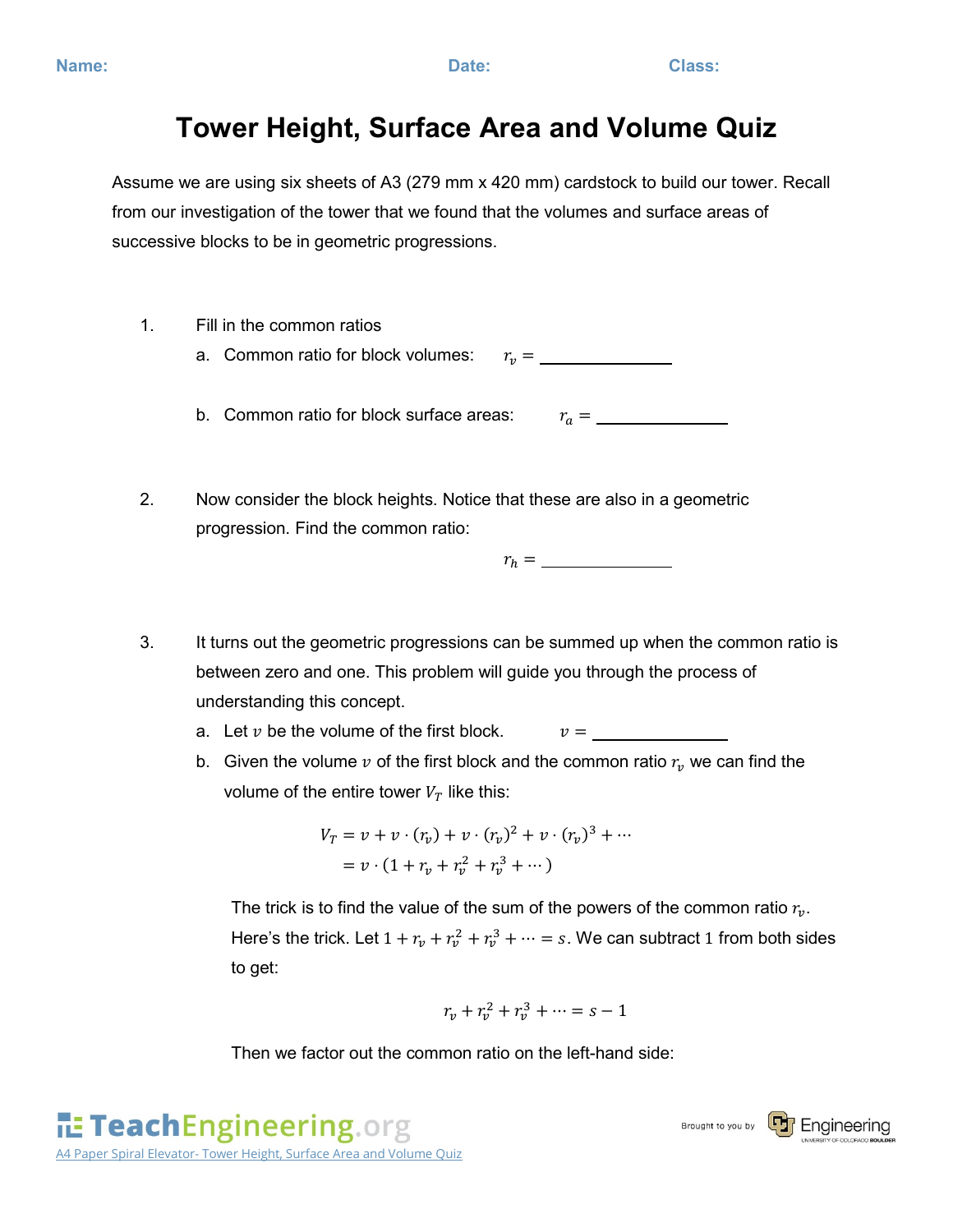Name: Date: Class:

# Tower Height, Surface Area and Volume Quiz

Assume we are using six sheets of A3 (279 mm x 420 mm) cardstock to build our tower. Recall from our investigation of the tower that we found that the volumes and surface areas of successive blocks to be in geometric progressions.

1. Fill in the common ratios
   a. Common ratio for block volumes: $r_v =$ ______________

   b. Common ratio for block surface areas: $r_a =$ ______________

2. Now consider the block heights. Notice that these are also in a geometric progression. Find the common ratio:

   $r_h =$ ______________

3. It turns out the geometric progressions can be summed up when the common ratio is between zero and one. This problem will guide you through the process of understanding this concept.
   a. Let $v$ be the volume of the first block. $v =$ ______________
   b. Given the volume $v$ of the first block and the common ratio $r_v$ we can find the volume of the entire tower $V_T$ like this:

$$
\begin{aligned}
V_T &= v + v \cdot (r_v) + v \cdot (r_v)^2 + v \cdot (r_v)^3 + \cdots \\
&= v \cdot (1 + r_v + r_v^2 + r_v^3 + \cdots)
\end{aligned}
$$

   The trick is to find the value of the sum of the powers of the common ratio $r_v$. Here's the trick. Let $1 + r_v + r_v^2 + r_v^3 + \cdots = s$. We can subtract $1$ from both sides to get:

$$
r_v + r_v^2 + r_v^3 + \cdots = s - 1
$$

   Then we factor out the common ratio on the left-hand side: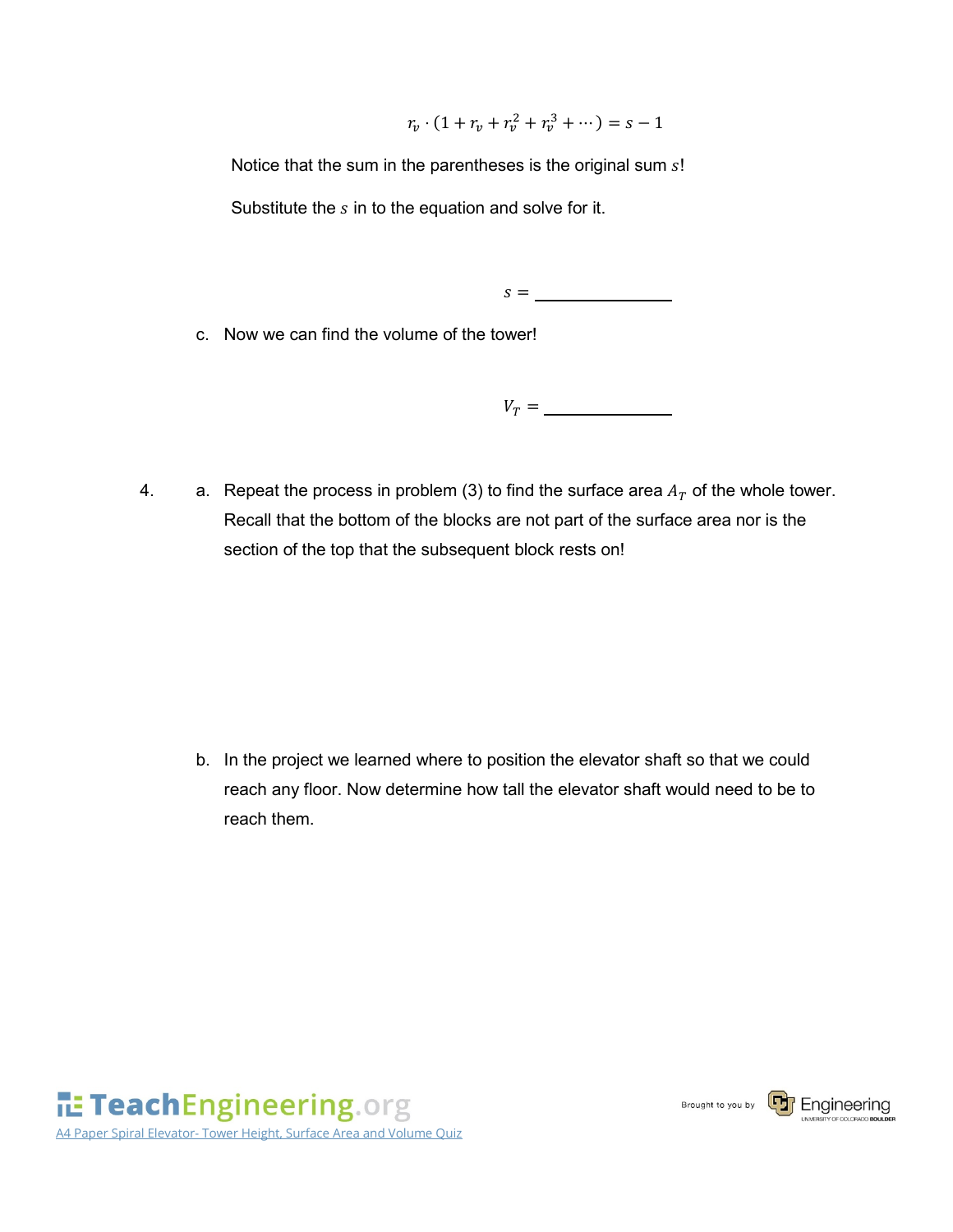$$r_v \cdot (1 + r_v + r_v^2 + r_v^3 + \cdots) = s - 1$$

Notice that the sum in the parentheses is the original sum $s$!

Substitute the $s$ in to the equation and solve for it.

$s =$ _______________

c. Now we can find the volume of the tower!

$V_T =$ _______________

4. a. Repeat the process in problem (3) to find the surface area $A_T$ of the whole tower. Recall that the bottom of the blocks are not part of the surface area nor is the section of the top that the subsequent block rests on!

b. In the project we learned where to position the elevator shaft so that we could reach any floor. Now determine how tall the elevator shaft would need to be to reach them.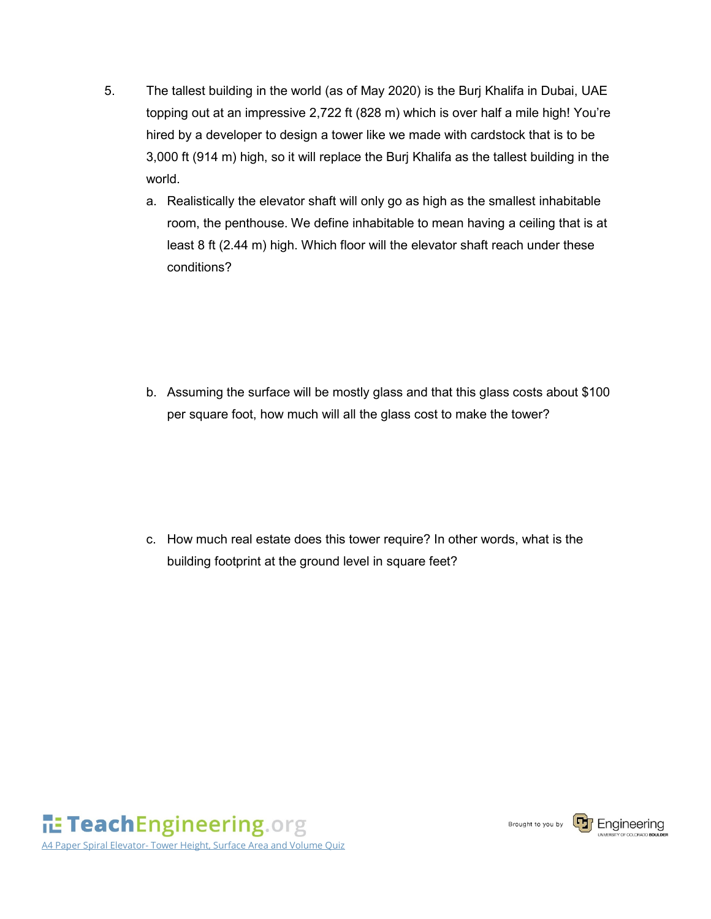5. The tallest building in the world (as of May 2020) is the Burj Khalifa in Dubai, UAE topping out at an impressive 2,722 ft (828 m) which is over half a mile high! You're hired by a developer to design a tower like we made with cardstock that is to be 3,000 ft (914 m) high, so it will replace the Burj Khalifa as the tallest building in the world.

   a. Realistically the elevator shaft will only go as high as the smallest inhabitable room, the penthouse. We define inhabitable to mean having a ceiling that is at least 8 ft (2.44 m) high. Which floor will the elevator shaft reach under these conditions?

   b. Assuming the surface will be mostly glass and that this glass costs about $100 per square foot, how much will all the glass cost to make the tower?

   c. How much real estate does this tower require? In other words, what is the building footprint at the ground level in square feet?